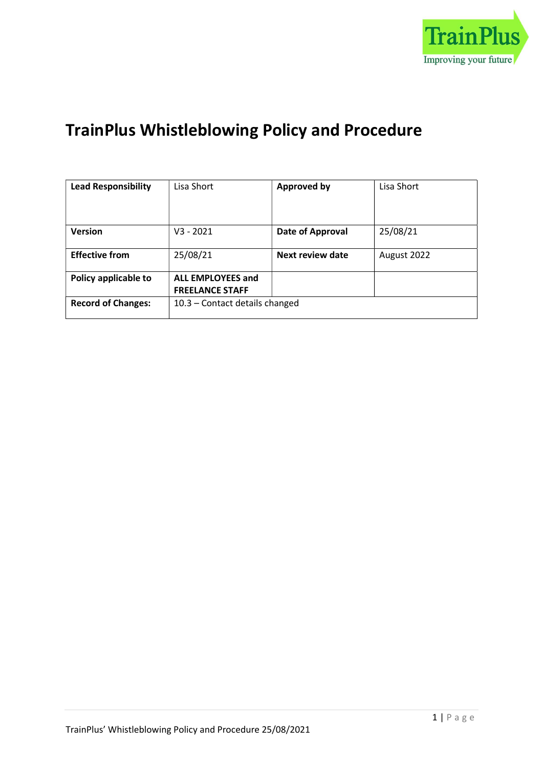TrainPlus
Improving your future

# TrainPlus Whistleblowing Policy and Procedure

| **Lead Responsibility** | Lisa Short | **Approved by** | Lisa Short |
|---|---|---|---|
| **Version** | V3 - 2021 | **Date of Approval** | 25/08/21 |
| **Effective from** | 25/08/21 | **Next review date** | August 2022 |
| **Policy applicable to** | **ALL EMPLOYEES and FREELANCE STAFF** | | |
| **Record of Changes:** | 10.3 – Contact details changed | | |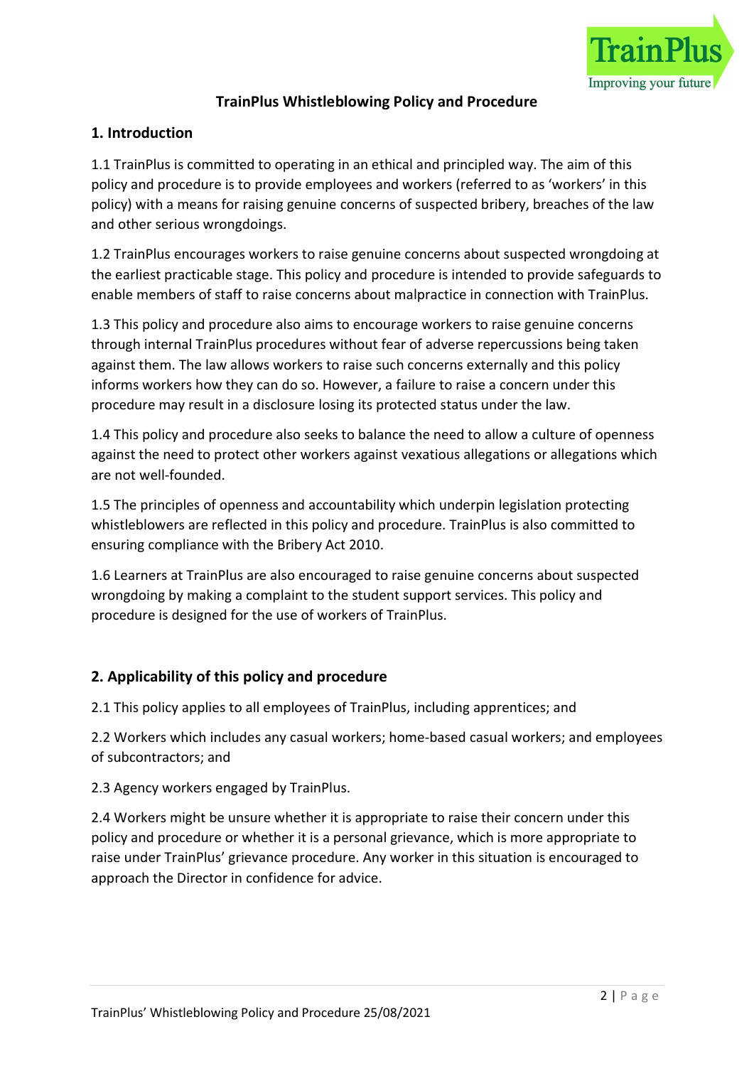**TrainPlus Whistleblowing Policy and Procedure**

## 1. Introduction

1.1 TrainPlus is committed to operating in an ethical and principled way. The aim of this policy and procedure is to provide employees and workers (referred to as 'workers' in this policy) with a means for raising genuine concerns of suspected bribery, breaches of the law and other serious wrongdoings.

1.2 TrainPlus encourages workers to raise genuine concerns about suspected wrongdoing at the earliest practicable stage. This policy and procedure is intended to provide safeguards to enable members of staff to raise concerns about malpractice in connection with TrainPlus.

1.3 This policy and procedure also aims to encourage workers to raise genuine concerns through internal TrainPlus procedures without fear of adverse repercussions being taken against them. The law allows workers to raise such concerns externally and this policy informs workers how they can do so. However, a failure to raise a concern under this procedure may result in a disclosure losing its protected status under the law.

1.4 This policy and procedure also seeks to balance the need to allow a culture of openness against the need to protect other workers against vexatious allegations or allegations which are not well-founded.

1.5 The principles of openness and accountability which underpin legislation protecting whistleblowers are reflected in this policy and procedure. TrainPlus is also committed to ensuring compliance with the Bribery Act 2010.

1.6 Learners at TrainPlus are also encouraged to raise genuine concerns about suspected wrongdoing by making a complaint to the student support services. This policy and procedure is designed for the use of workers of TrainPlus.

## 2. Applicability of this policy and procedure

2.1 This policy applies to all employees of TrainPlus, including apprentices; and

2.2 Workers which includes any casual workers; home-based casual workers; and employees of subcontractors; and

2.3 Agency workers engaged by TrainPlus.

2.4 Workers might be unsure whether it is appropriate to raise their concern under this policy and procedure or whether it is a personal grievance, which is more appropriate to raise under TrainPlus' grievance procedure. Any worker in this situation is encouraged to approach the Director in confidence for advice.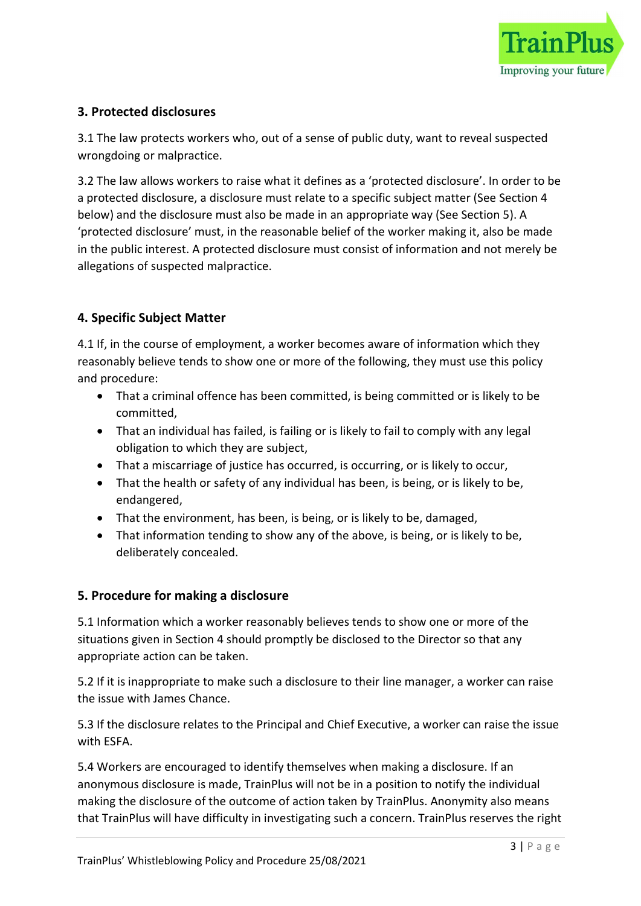## 3. Protected disclosures

3.1 The law protects workers who, out of a sense of public duty, want to reveal suspected wrongdoing or malpractice.

3.2 The law allows workers to raise what it defines as a 'protected disclosure'. In order to be a protected disclosure, a disclosure must relate to a specific subject matter (See Section 4 below) and the disclosure must also be made in an appropriate way (See Section 5). A 'protected disclosure' must, in the reasonable belief of the worker making it, also be made in the public interest. A protected disclosure must consist of information and not merely be allegations of suspected malpractice.

## 4. Specific Subject Matter

4.1 If, in the course of employment, a worker becomes aware of information which they reasonably believe tends to show one or more of the following, they must use this policy and procedure:

- That a criminal offence has been committed, is being committed or is likely to be committed,
- That an individual has failed, is failing or is likely to fail to comply with any legal obligation to which they are subject,
- That a miscarriage of justice has occurred, is occurring, or is likely to occur,
- That the health or safety of any individual has been, is being, or is likely to be, endangered,
- That the environment, has been, is being, or is likely to be, damaged,
- That information tending to show any of the above, is being, or is likely to be, deliberately concealed.

## 5. Procedure for making a disclosure

5.1 Information which a worker reasonably believes tends to show one or more of the situations given in Section 4 should promptly be disclosed to the Director so that any appropriate action can be taken.

5.2 If it is inappropriate to make such a disclosure to their line manager, a worker can raise the issue with James Chance.

5.3 If the disclosure relates to the Principal and Chief Executive, a worker can raise the issue with ESFA.

5.4 Workers are encouraged to identify themselves when making a disclosure. If an anonymous disclosure is made, TrainPlus will not be in a position to notify the individual making the disclosure of the outcome of action taken by TrainPlus. Anonymity also means that TrainPlus will have difficulty in investigating such a concern. TrainPlus reserves the right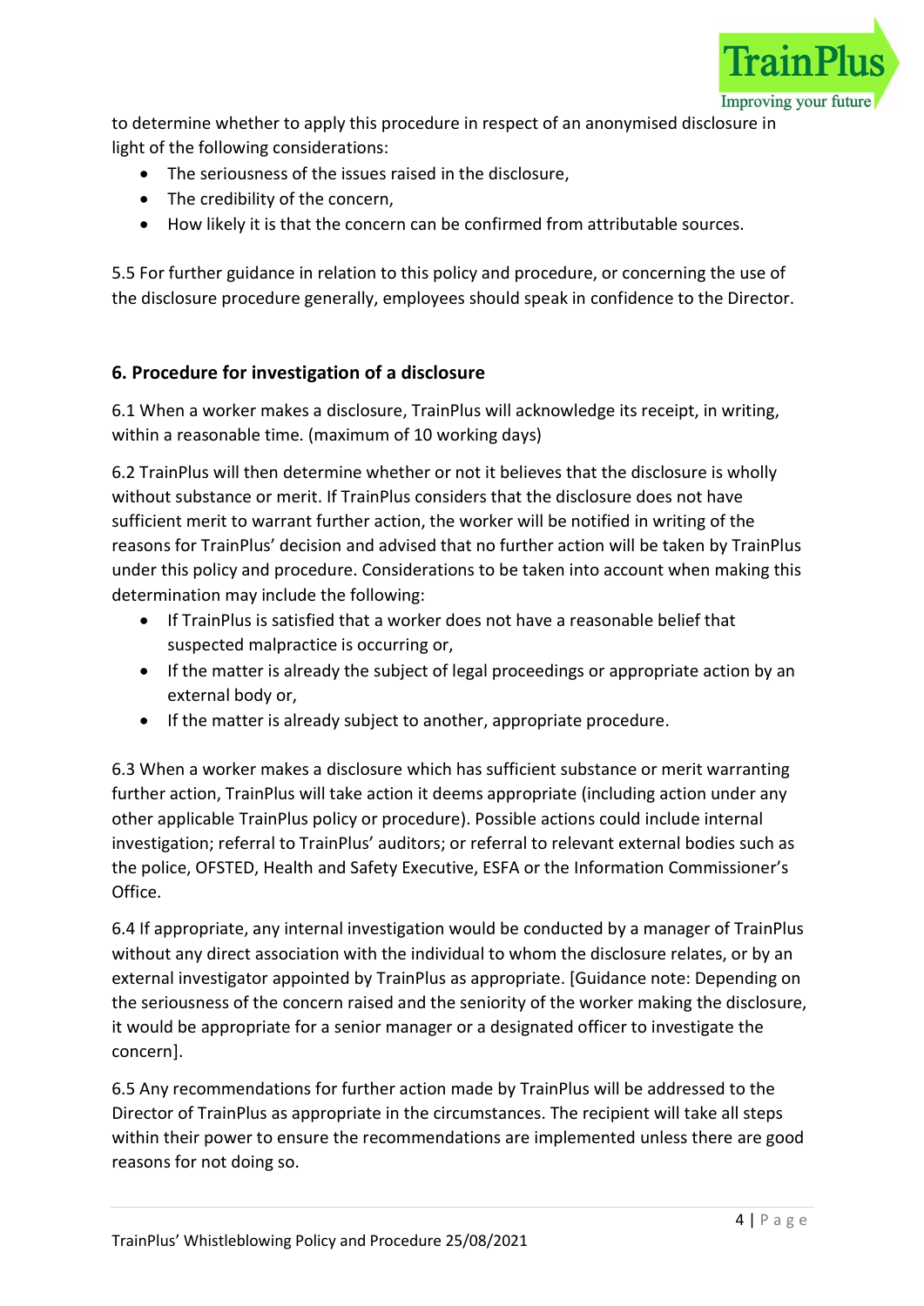to determine whether to apply this procedure in respect of an anonymised disclosure in light of the following considerations:

- The seriousness of the issues raised in the disclosure,
- The credibility of the concern,
- How likely it is that the concern can be confirmed from attributable sources.

5.5 For further guidance in relation to this policy and procedure, or concerning the use of the disclosure procedure generally, employees should speak in confidence to the Director.

## 6. Procedure for investigation of a disclosure

6.1 When a worker makes a disclosure, TrainPlus will acknowledge its receipt, in writing, within a reasonable time. (maximum of 10 working days)

6.2 TrainPlus will then determine whether or not it believes that the disclosure is wholly without substance or merit. If TrainPlus considers that the disclosure does not have sufficient merit to warrant further action, the worker will be notified in writing of the reasons for TrainPlus' decision and advised that no further action will be taken by TrainPlus under this policy and procedure. Considerations to be taken into account when making this determination may include the following:

- If TrainPlus is satisfied that a worker does not have a reasonable belief that suspected malpractice is occurring or,
- If the matter is already the subject of legal proceedings or appropriate action by an external body or,
- If the matter is already subject to another, appropriate procedure.

6.3 When a worker makes a disclosure which has sufficient substance or merit warranting further action, TrainPlus will take action it deems appropriate (including action under any other applicable TrainPlus policy or procedure). Possible actions could include internal investigation; referral to TrainPlus' auditors; or referral to relevant external bodies such as the police, OFSTED, Health and Safety Executive, ESFA or the Information Commissioner's Office.

6.4 If appropriate, any internal investigation would be conducted by a manager of TrainPlus without any direct association with the individual to whom the disclosure relates, or by an external investigator appointed by TrainPlus as appropriate. [Guidance note: Depending on the seriousness of the concern raised and the seniority of the worker making the disclosure, it would be appropriate for a senior manager or a designated officer to investigate the concern].

6.5 Any recommendations for further action made by TrainPlus will be addressed to the Director of TrainPlus as appropriate in the circumstances. The recipient will take all steps within their power to ensure the recommendations are implemented unless there are good reasons for not doing so.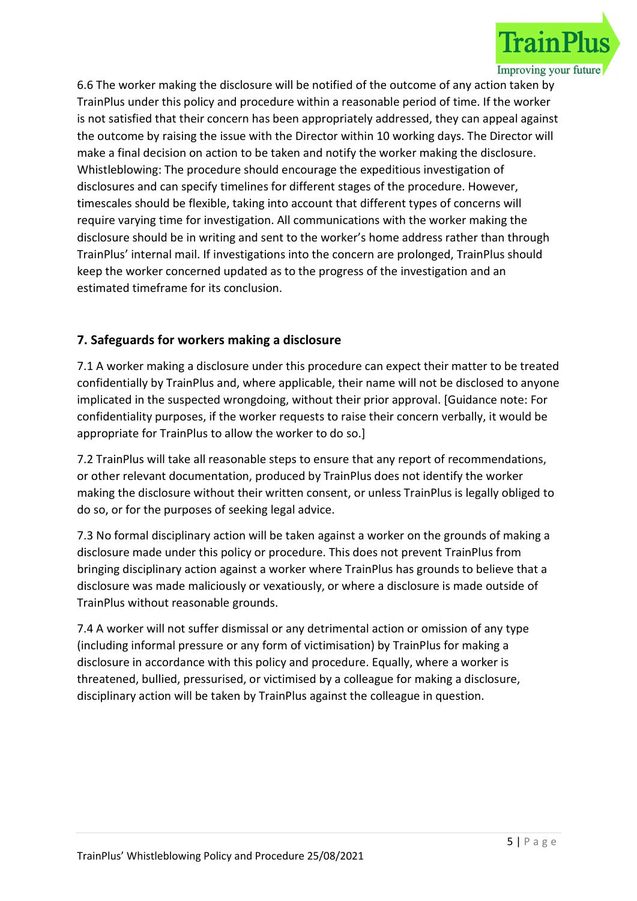6.6 The worker making the disclosure will be notified of the outcome of any action taken by TrainPlus under this policy and procedure within a reasonable period of time. If the worker is not satisfied that their concern has been appropriately addressed, they can appeal against the outcome by raising the issue with the Director within 10 working days. The Director will make a final decision on action to be taken and notify the worker making the disclosure. Whistleblowing: The procedure should encourage the expeditious investigation of disclosures and can specify timelines for different stages of the procedure. However, timescales should be flexible, taking into account that different types of concerns will require varying time for investigation. All communications with the worker making the disclosure should be in writing and sent to the worker's home address rather than through TrainPlus' internal mail. If investigations into the concern are prolonged, TrainPlus should keep the worker concerned updated as to the progress of the investigation and an estimated timeframe for its conclusion.

## 7. Safeguards for workers making a disclosure

7.1 A worker making a disclosure under this procedure can expect their matter to be treated confidentially by TrainPlus and, where applicable, their name will not be disclosed to anyone implicated in the suspected wrongdoing, without their prior approval. [Guidance note: For confidentiality purposes, if the worker requests to raise their concern verbally, it would be appropriate for TrainPlus to allow the worker to do so.]

7.2 TrainPlus will take all reasonable steps to ensure that any report of recommendations, or other relevant documentation, produced by TrainPlus does not identify the worker making the disclosure without their written consent, or unless TrainPlus is legally obliged to do so, or for the purposes of seeking legal advice.

7.3 No formal disciplinary action will be taken against a worker on the grounds of making a disclosure made under this policy or procedure. This does not prevent TrainPlus from bringing disciplinary action against a worker where TrainPlus has grounds to believe that a disclosure was made maliciously or vexatiously, or where a disclosure is made outside of TrainPlus without reasonable grounds.

7.4 A worker will not suffer dismissal or any detrimental action or omission of any type (including informal pressure or any form of victimisation) by TrainPlus for making a disclosure in accordance with this policy and procedure. Equally, where a worker is threatened, bullied, pressurised, or victimised by a colleague for making a disclosure, disciplinary action will be taken by TrainPlus against the colleague in question.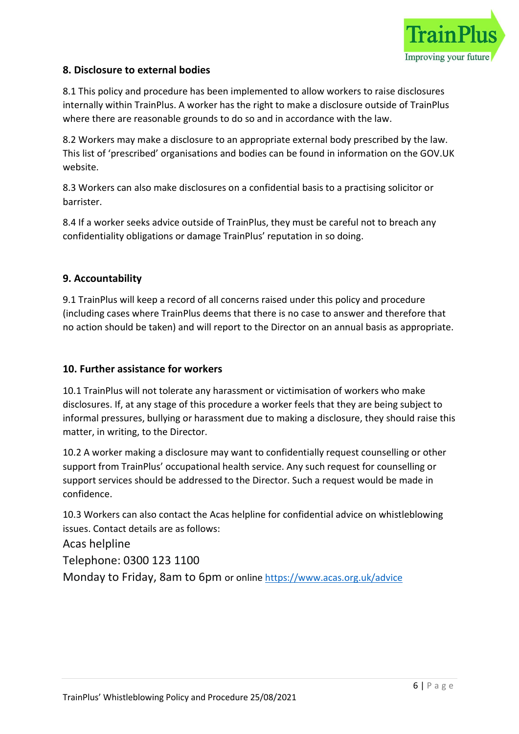## 8. Disclosure to external bodies

8.1 This policy and procedure has been implemented to allow workers to raise disclosures internally within TrainPlus. A worker has the right to make a disclosure outside of TrainPlus where there are reasonable grounds to do so and in accordance with the law.

8.2 Workers may make a disclosure to an appropriate external body prescribed by the law. This list of 'prescribed' organisations and bodies can be found in information on the GOV.UK website.

8.3 Workers can also make disclosures on a confidential basis to a practising solicitor or barrister.

8.4 If a worker seeks advice outside of TrainPlus, they must be careful not to breach any confidentiality obligations or damage TrainPlus' reputation in so doing.

## 9. Accountability

9.1 TrainPlus will keep a record of all concerns raised under this policy and procedure (including cases where TrainPlus deems that there is no case to answer and therefore that no action should be taken) and will report to the Director on an annual basis as appropriate.

## 10. Further assistance for workers

10.1 TrainPlus will not tolerate any harassment or victimisation of workers who make disclosures. If, at any stage of this procedure a worker feels that they are being subject to informal pressures, bullying or harassment due to making a disclosure, they should raise this matter, in writing, to the Director.

10.2 A worker making a disclosure may want to confidentially request counselling or other support from TrainPlus' occupational health service. Any such request for counselling or support services should be addressed to the Director. Such a request would be made in confidence.

10.3 Workers can also contact the Acas helpline for confidential advice on whistleblowing issues. Contact details are as follows:

Acas helpline

Telephone: 0300 123 1100

Monday to Friday, 8am to 6pm or online https://www.acas.org.uk/advice